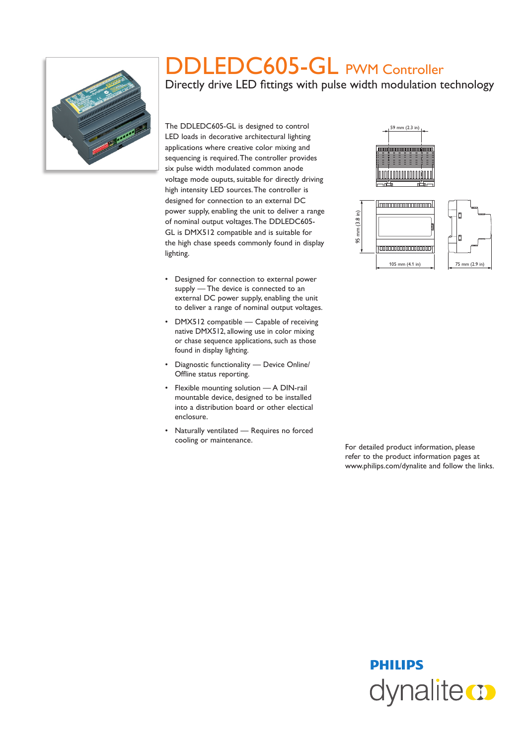# DDLEDC605-GL PWM Controller

Directly drive LED fittings with pulse width modulation technology

The DDLEDC605-GL is designed to control LED loads in decorative architectural lighting applications where creative color mixing and sequencing is required. The controller provides six pulse width modulated common anode voltage mode ouputs, suitable for directly driving high intensity LED sources. The controller is designed for connection to an external DC power supply, enabling the unit to deliver a range of nominal output voltages. The DDLEDC605-GL is DMX512 compatible and is suitable for the high chase speeds commonly found in display lighting.

- Designed for connection to external power supply — The device is connected to an external DC power supply, enabling the unit to deliver a range of nominal output voltages.
- DMX512 compatible — Capable of receiving native DMX512, allowing use in color mixing or chase sequence applications, such as those found in display lighting.
- Diagnostic functionality — Device Online/ Offline status reporting.
- Flexible mounting solution — A DIN-rail mountable device, designed to be installed into a distribution board or other electrical enclosure.
- Naturally ventilated — Requires no forced cooling or maintenance.

59 mm (2.3 in)

95 mm (3.8 in)

105 mm (4.1 in)

75 mm (2.9 in)

For detailed product information, please refer to the product information pages at www.philips.com/dynalite and follow the links.

PHILIPS dynalite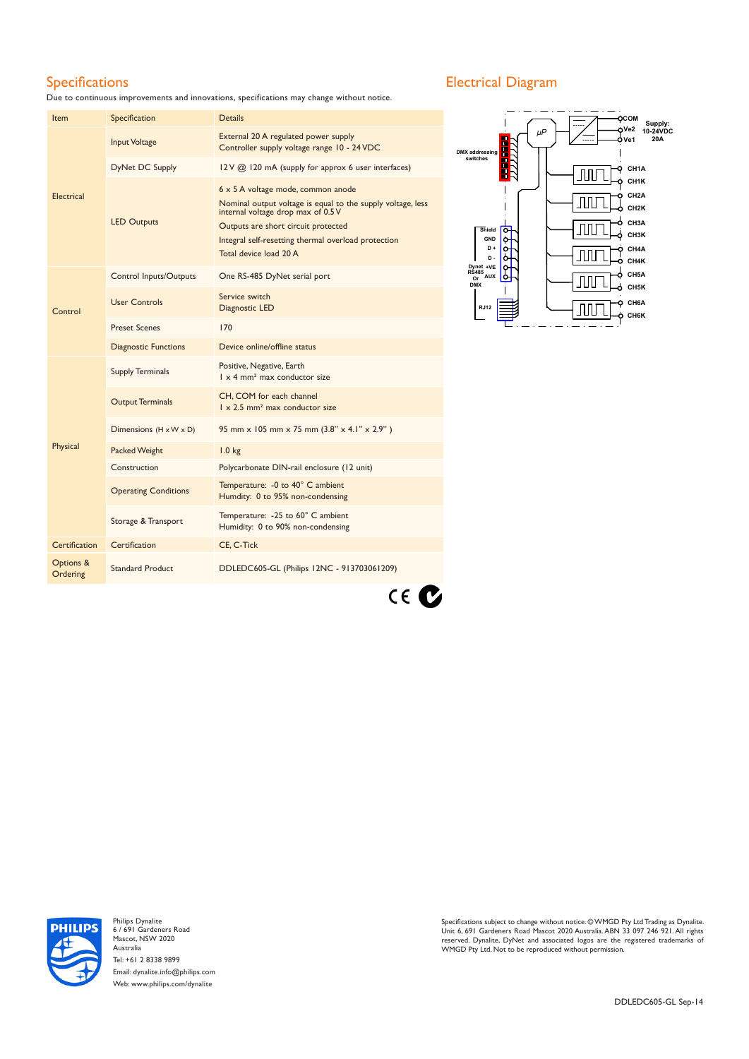## Specifications

Due to continuous improvements and innovations, specifications may change without notice.

| Item | Specification | Details |
|---|---|---|
| Electrical | Input Voltage | External 20 A regulated power supply<br>Controller supply voltage range 10 - 24 VDC |
| | DyNet DC Supply | 12 V @ 120 mA (supply for approx 6 user interfaces) |
| | LED Outputs | 6 x 5 A voltage mode, common anode<br>Nominal output voltage is equal to the supply voltage, less internal voltage drop max of 0.5 V<br>Outputs are short circuit protected<br>Integral self-resetting thermal overload protection<br>Total device load 20 A |
| Control | Control Inputs/Outputs | One RS-485 DyNet serial port |
| | User Controls | Service switch<br>Diagnostic LED |
| | Preset Scenes | 170 |
| | Diagnostic Functions | Device online/offline status |
| Physical | Supply Terminals | Positive, Negative, Earth<br>1 x 4 mm² max conductor size |
| | Output Terminals | CH, COM for each channel<br>1 x 2.5 mm² max conductor size |
| | Dimensions (H x W x D) | 95 mm x 105 mm x 75 mm (3.8" x 4.1" x 2.9" ) |
| | Packed Weight | 1.0 kg |
| | Construction | Polycarbonate DIN-rail enclosure (12 unit) |
| | Operating Conditions | Temperature: -0 to 40° C ambient<br>Humdity: 0 to 95% non-condensing |
| | Storage & Transport | Temperature: -25 to 60° C ambient<br>Humdity: 0 to 90% non-condensing |
| Certification | Certification | CE, C-Tick |
| Options & Ordering | Standard Product | DDLEDC605-GL (Philips 12NC - 913703061209) |

## Electrical Diagram

COM
Ve2
Ve1
Supply: 10-24VDC 20A
μP
DMX addressing switches
CH1A
CH1K
CH2A
CH2K
CH3A
CH3K
CH4A
CH4K
CH5A
CH5K
CH6A
CH6K
Shield
GND
D +
D -
Dynet +VE
RS485 Or DMX
AUX
RJ12

Philips Dynalite
6 / 691 Gardeners Road
Mascot, NSW 2020
Australia
Tel: +61 2 8338 9899
Email: dynalite.info@philips.com
Web: www.philips.com/dynalite

Specifications subject to change without notice. © WMGD Pty Ltd Trading as Dynalite. Unit 6, 691 Gardeners Road Mascot 2020 Australia. ABN 33 097 246 921. All rights reserved. Dynalite, DyNet and associated logos are the registered trademarks of WMGD Pty Ltd. Not to be reproduced without permission.

DDLEDC605-GL Sep-14